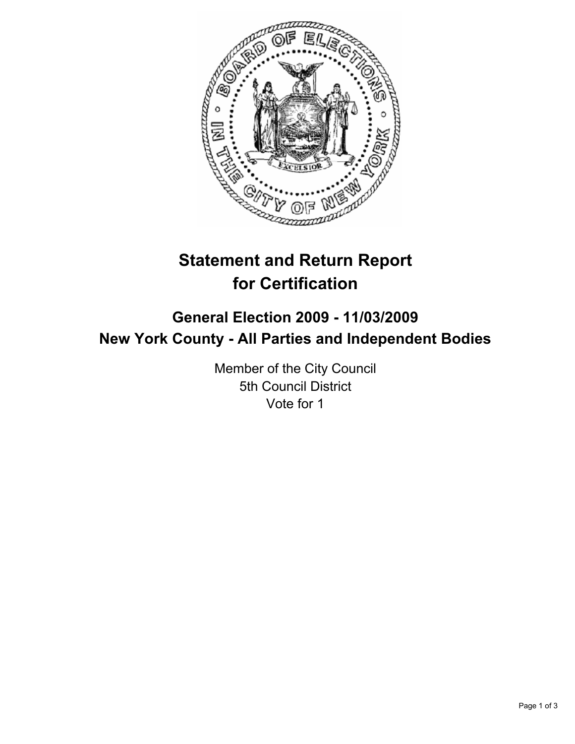# Statement and Return Report for Certification

## General Election 2009 - 11/03/2009

## New York County - All Parties and Independent Bodies

Member of the City Council
5th Council District
Vote for 1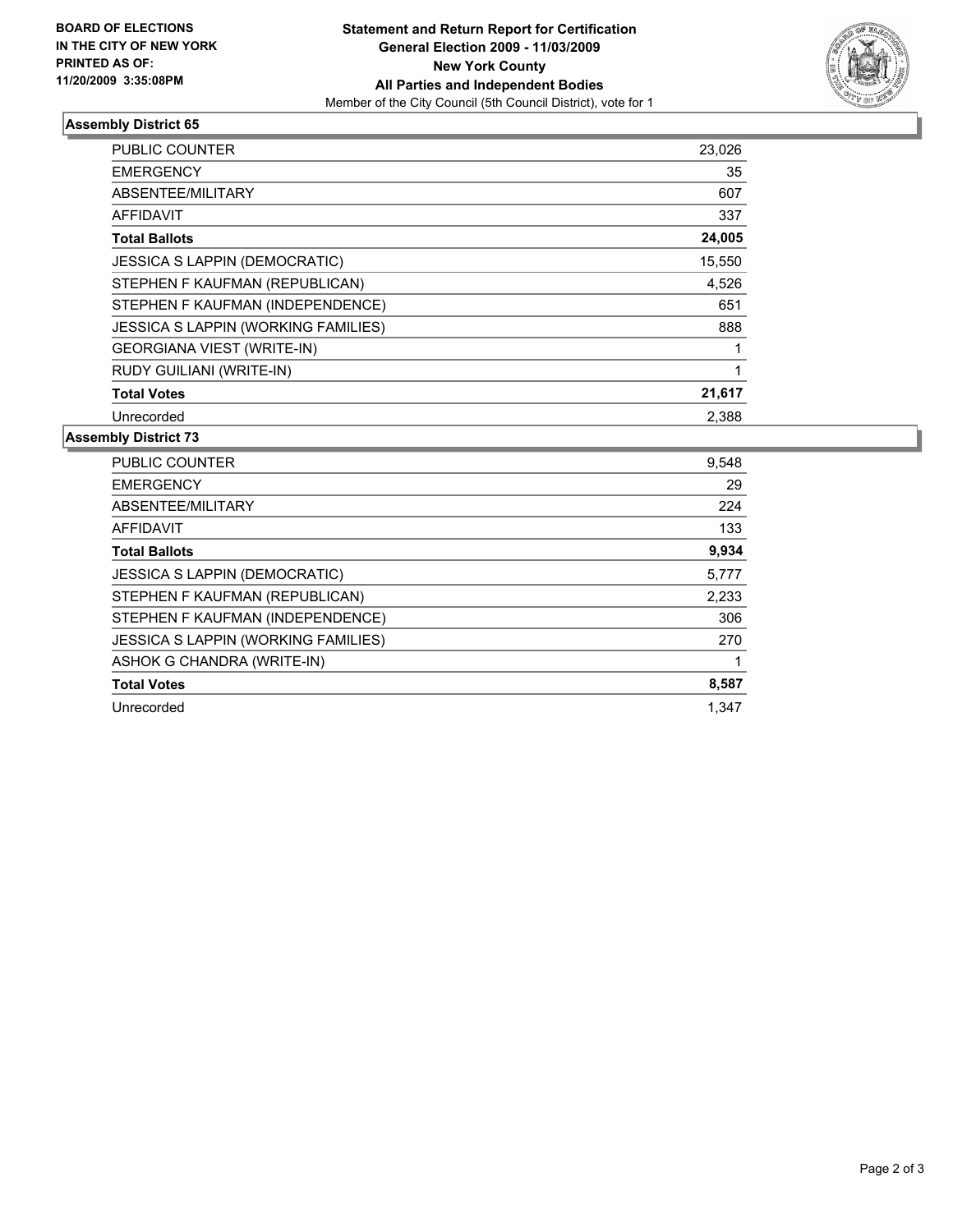**BOARD OF ELECTIONS IN THE CITY OF NEW YORK PRINTED AS OF: 11/20/2009 3:35:08PM**

**Statement and Return Report for Certification**
**General Election 2009 - 11/03/2009**
**New York County**
**All Parties and Independent Bodies**
Member of the City Council (5th Council District), vote for 1

## Assembly District 65

| | |
|---|---|
| PUBLIC COUNTER | 23,026 |
| EMERGENCY | 35 |
| ABSENTEE/MILITARY | 607 |
| AFFIDAVIT | 337 |
| **Total Ballots** | **24,005** |
| JESSICA S LAPPIN (DEMOCRATIC) | 15,550 |
| STEPHEN F KAUFMAN (REPUBLICAN) | 4,526 |
| STEPHEN F KAUFMAN (INDEPENDENCE) | 651 |
| JESSICA S LAPPIN (WORKING FAMILIES) | 888 |
| GEORGIANA VIEST (WRITE-IN) | 1 |
| RUDY GUILIANI (WRITE-IN) | 1 |
| **Total Votes** | **21,617** |
| Unrecorded | 2,388 |

## Assembly District 73

| | |
|---|---|
| PUBLIC COUNTER | 9,548 |
| EMERGENCY | 29 |
| ABSENTEE/MILITARY | 224 |
| AFFIDAVIT | 133 |
| **Total Ballots** | **9,934** |
| JESSICA S LAPPIN (DEMOCRATIC) | 5,777 |
| STEPHEN F KAUFMAN (REPUBLICAN) | 2,233 |
| STEPHEN F KAUFMAN (INDEPENDENCE) | 306 |
| JESSICA S LAPPIN (WORKING FAMILIES) | 270 |
| ASHOK G CHANDRA (WRITE-IN) | 1 |
| **Total Votes** | **8,587** |
| Unrecorded | 1,347 |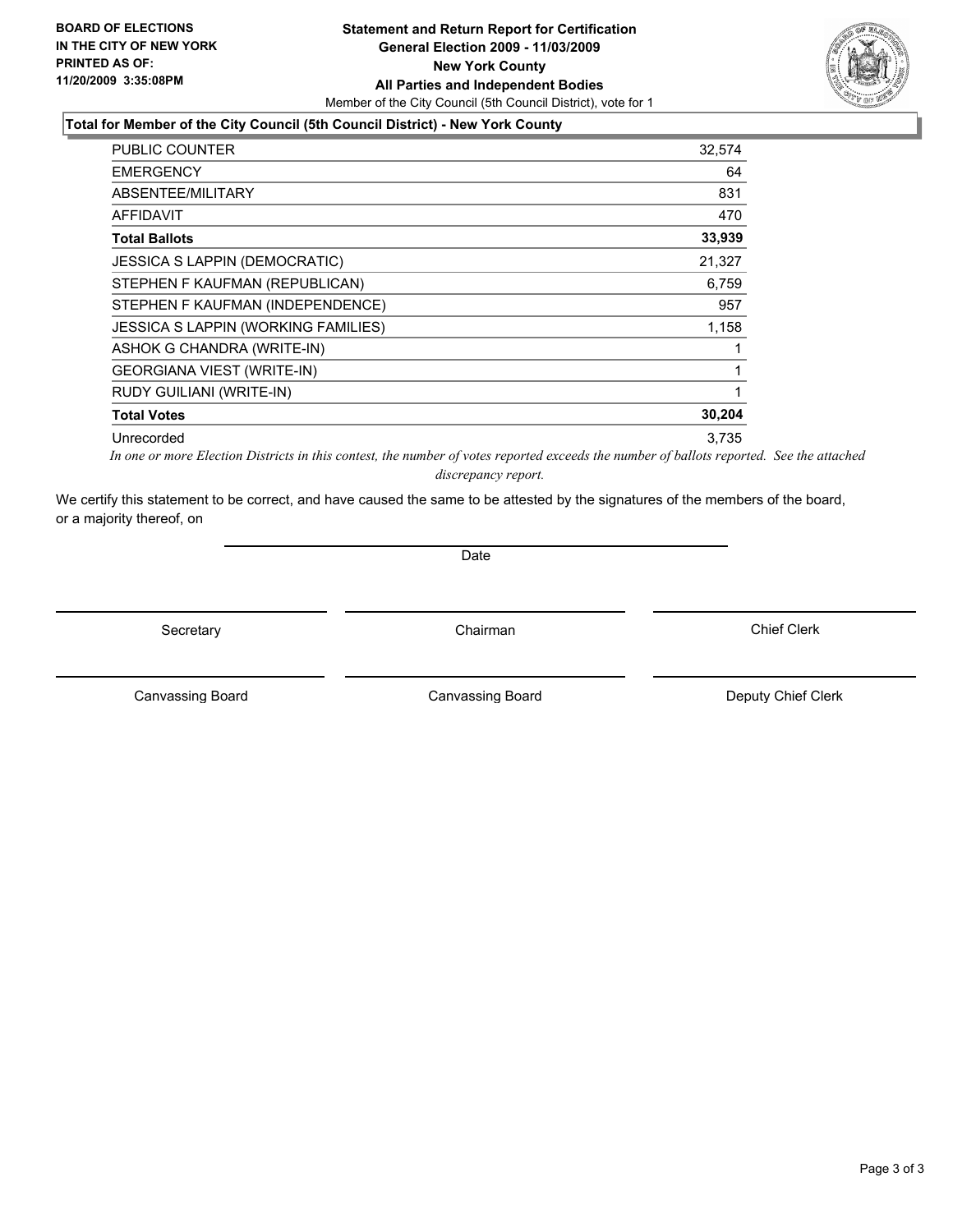**BOARD OF ELECTIONS IN THE CITY OF NEW YORK**
**PRINTED AS OF: 11/20/2009 3:35:08PM**

# Statement and Return Report for Certification
## General Election 2009 - 11/03/2009
## New York County
## All Parties and Independent Bodies

Member of the City Council (5th Council District), vote for 1

### Total for Member of the City Council (5th Council District) - New York County

| | |
|---|---|
| PUBLIC COUNTER | 32,574 |
| EMERGENCY | 64 |
| ABSENTEE/MILITARY | 831 |
| AFFIDAVIT | 470 |
| **Total Ballots** | **33,939** |
| JESSICA S LAPPIN (DEMOCRATIC) | 21,327 |
| STEPHEN F KAUFMAN (REPUBLICAN) | 6,759 |
| STEPHEN F KAUFMAN (INDEPENDENCE) | 957 |
| JESSICA S LAPPIN (WORKING FAMILIES) | 1,158 |
| ASHOK G CHANDRA (WRITE-IN) | 1 |
| GEORGIANA VIEST (WRITE-IN) | 1 |
| RUDY GUILIANI (WRITE-IN) | 1 |
| **Total Votes** | **30,204** |
| Unrecorded | 3,735 |

*In one or more Election Districts in this contest, the number of votes reported exceeds the number of ballots reported. See the attached discrepancy report.*

We certify this statement to be correct, and have caused the same to be attested by the signatures of the members of the board, or a majority thereof, on

Date

Secretary

Chairman

Chief Clerk

Canvassing Board

Canvassing Board

Deputy Chief Clerk